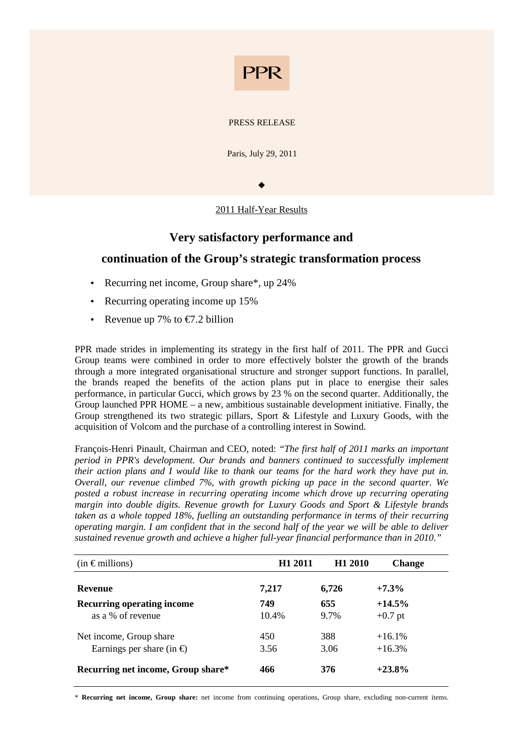PPR

PRESS RELEASE

Paris, July 29, 2011

◆

2011 Half-Year Results

# Very satisfactory performance and continuation of the Group's strategic transformation process

- Recurring net income, Group share*, up 24%
- Recurring operating income up 15%
- Revenue up 7% to €7.2 billion

PPR made strides in implementing its strategy in the first half of 2011. The PPR and Gucci Group teams were combined in order to more effectively bolster the growth of the brands through a more integrated organisational structure and stronger support functions. In parallel, the brands reaped the benefits of the action plans put in place to energise their sales performance, in particular Gucci, which grows by 23 % on the second quarter. Additionally, the Group launched PPR HOME – a new, ambitious sustainable development initiative. Finally, the Group strengthened its two strategic pillars, Sport & Lifestyle and Luxury Goods, with the acquisition of Volcom and the purchase of a controlling interest in Sowind.

François-Henri Pinault, Chairman and CEO, noted: *"The first half of 2011 marks an important period in PPR's development. Our brands and banners continued to successfully implement their action plans and I would like to thank our teams for the hard work they have put in. Overall, our revenue climbed 7%, with growth picking up pace in the second quarter. We posted a robust increase in recurring operating income which drove up recurring operating margin into double digits. Revenue growth for Luxury Goods and Sport & Lifestyle brands taken as a whole topped 18%, fuelling an outstanding performance in terms of their recurring operating margin. I am confident that in the second half of the year we will be able to deliver sustained revenue growth and achieve a higher full-year financial performance than in 2010."*

| (in € millions) | H1 2011 | H1 2010 | Change |
|---|---|---|---|
| **Revenue** | **7,217** | **6,726** | **+7.3%** |
| **Recurring operating income** | **749** | **655** | **+14.5%** |
| as a % of revenue | 10.4% | 9.7% | +0.7 pt |
| Net income, Group share | 450 | 388 | +16.1% |
| Earnings per share (in €) | 3.56 | 3.06 | +16.3% |
| **Recurring net income, Group share*** | **466** | **376** | **+23.8%** |

* **Recurring net income, Group share:** net income from continuing operations, Group share, excluding non-current items.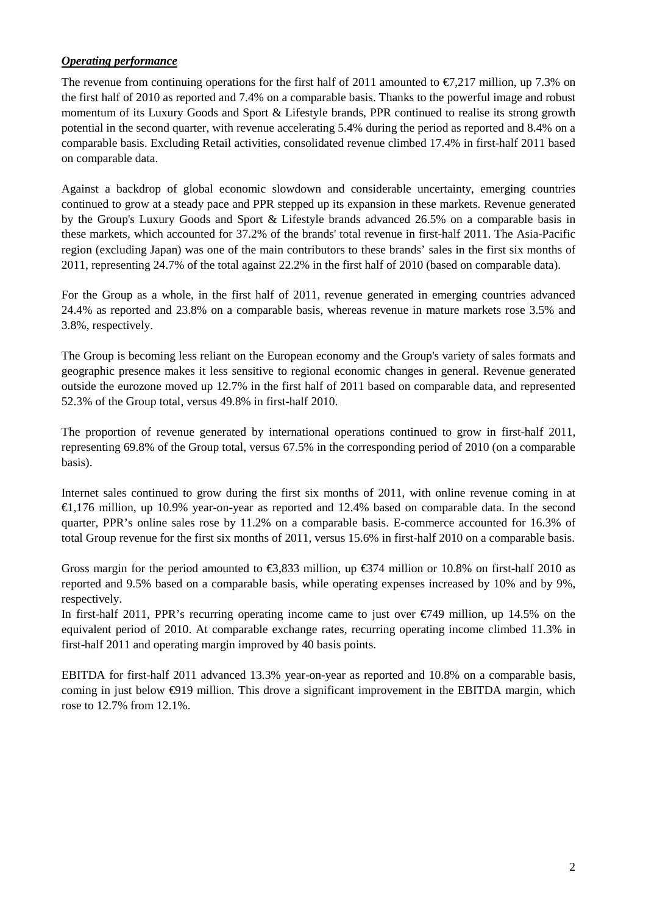***Operating performance***

The revenue from continuing operations for the first half of 2011 amounted to €7,217 million, up 7.3% on the first half of 2010 as reported and 7.4% on a comparable basis. Thanks to the powerful image and robust momentum of its Luxury Goods and Sport & Lifestyle brands, PPR continued to realise its strong growth potential in the second quarter, with revenue accelerating 5.4% during the period as reported and 8.4% on a comparable basis. Excluding Retail activities, consolidated revenue climbed 17.4% in first-half 2011 based on comparable data.

Against a backdrop of global economic slowdown and considerable uncertainty, emerging countries continued to grow at a steady pace and PPR stepped up its expansion in these markets. Revenue generated by the Group's Luxury Goods and Sport & Lifestyle brands advanced 26.5% on a comparable basis in these markets, which accounted for 37.2% of the brands' total revenue in first-half 2011. The Asia-Pacific region (excluding Japan) was one of the main contributors to these brands' sales in the first six months of 2011, representing 24.7% of the total against 22.2% in the first half of 2010 (based on comparable data).

For the Group as a whole, in the first half of 2011, revenue generated in emerging countries advanced 24.4% as reported and 23.8% on a comparable basis, whereas revenue in mature markets rose 3.5% and 3.8%, respectively.

The Group is becoming less reliant on the European economy and the Group's variety of sales formats and geographic presence makes it less sensitive to regional economic changes in general. Revenue generated outside the eurozone moved up 12.7% in the first half of 2011 based on comparable data, and represented 52.3% of the Group total, versus 49.8% in first-half 2010.

The proportion of revenue generated by international operations continued to grow in first-half 2011, representing 69.8% of the Group total, versus 67.5% in the corresponding period of 2010 (on a comparable basis).

Internet sales continued to grow during the first six months of 2011, with online revenue coming in at €1,176 million, up 10.9% year-on-year as reported and 12.4% based on comparable data. In the second quarter, PPR's online sales rose by 11.2% on a comparable basis. E-commerce accounted for 16.3% of total Group revenue for the first six months of 2011, versus 15.6% in first-half 2010 on a comparable basis.

Gross margin for the period amounted to €3,833 million, up €374 million or 10.8% on first-half 2010 as reported and 9.5% based on a comparable basis, while operating expenses increased by 10% and by 9%, respectively.

In first-half 2011, PPR's recurring operating income came to just over €749 million, up 14.5% on the equivalent period of 2010. At comparable exchange rates, recurring operating income climbed 11.3% in first-half 2011 and operating margin improved by 40 basis points.

EBITDA for first-half 2011 advanced 13.3% year-on-year as reported and 10.8% on a comparable basis, coming in just below €919 million. This drove a significant improvement in the EBITDA margin, which rose to 12.7% from 12.1%.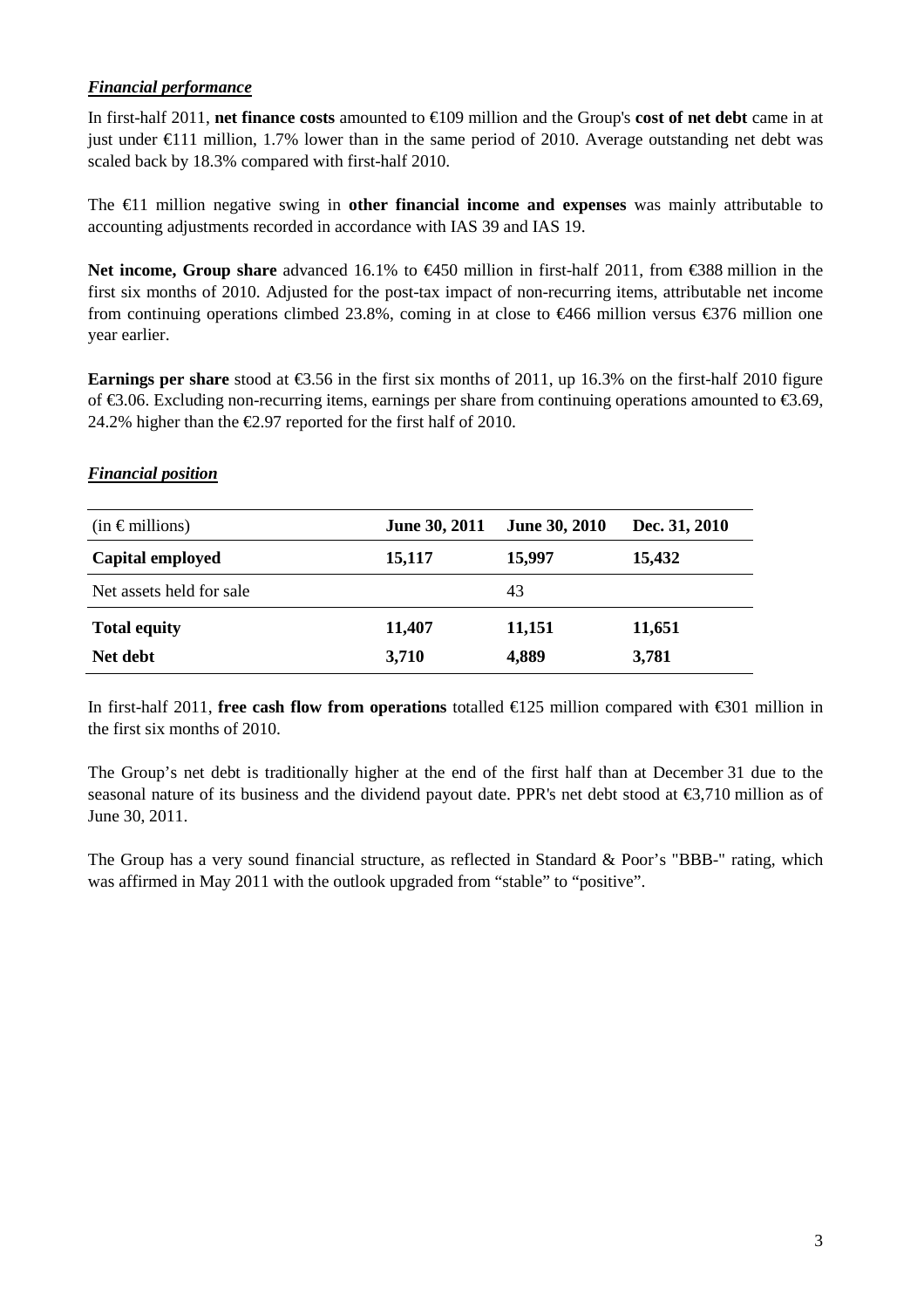### ***Financial performance***

In first-half 2011, **net finance costs** amounted to €109 million and the Group's **cost of net debt** came in at just under €111 million, 1.7% lower than in the same period of 2010. Average outstanding net debt was scaled back by 18.3% compared with first-half 2010.

The €11 million negative swing in **other financial income and expenses** was mainly attributable to accounting adjustments recorded in accordance with IAS 39 and IAS 19.

**Net income, Group share** advanced 16.1% to €450 million in first-half 2011, from €388 million in the first six months of 2010. Adjusted for the post-tax impact of non-recurring items, attributable net income from continuing operations climbed 23.8%, coming in at close to €466 million versus €376 million one year earlier.

**Earnings per share** stood at €3.56 in the first six months of 2011, up 16.3% on the first-half 2010 figure of €3.06. Excluding non-recurring items, earnings per share from continuing operations amounted to €3.69, 24.2% higher than the €2.97 reported for the first half of 2010.

### ***Financial position***

| (in € millions) | June 30, 2011 | June 30, 2010 | Dec. 31, 2010 |
|---|---|---|---|
| **Capital employed** | **15,117** | **15,997** | **15,432** |
| Net assets held for sale | | 43 | |
| **Total equity** | **11,407** | **11,151** | **11,651** |
| **Net debt** | **3,710** | **4,889** | **3,781** |

In first-half 2011, **free cash flow from operations** totalled €125 million compared with €301 million in the first six months of 2010.

The Group's net debt is traditionally higher at the end of the first half than at December 31 due to the seasonal nature of its business and the dividend payout date. PPR's net debt stood at €3,710 million as of June 30, 2011.

The Group has a very sound financial structure, as reflected in Standard & Poor's "BBB-" rating, which was affirmed in May 2011 with the outlook upgraded from "stable" to "positive".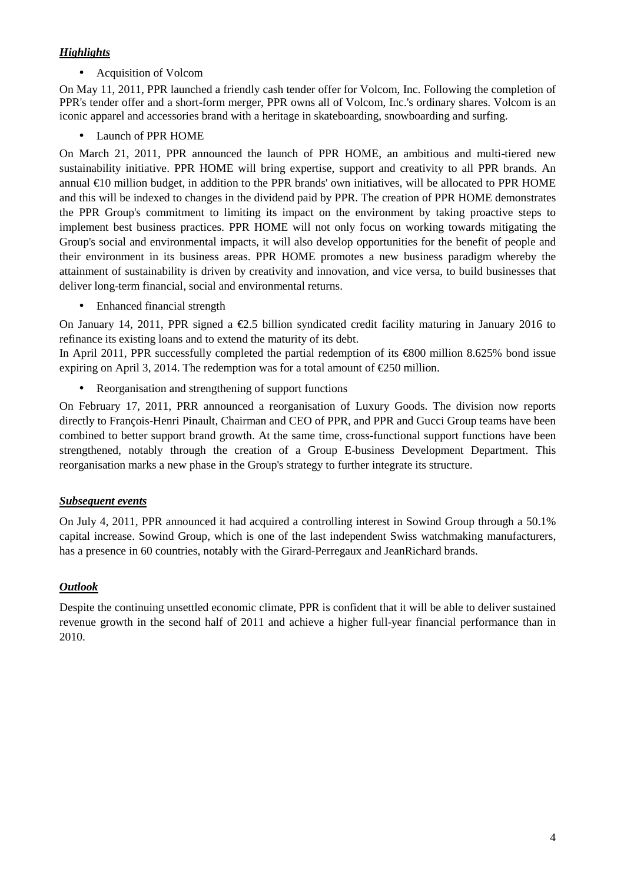***Highlights***

- Acquisition of Volcom

On May 11, 2011, PPR launched a friendly cash tender offer for Volcom, Inc. Following the completion of PPR's tender offer and a short-form merger, PPR owns all of Volcom, Inc.'s ordinary shares. Volcom is an iconic apparel and accessories brand with a heritage in skateboarding, snowboarding and surfing.

- Launch of PPR HOME

On March 21, 2011, PPR announced the launch of PPR HOME, an ambitious and multi-tiered new sustainability initiative. PPR HOME will bring expertise, support and creativity to all PPR brands. An annual €10 million budget, in addition to the PPR brands' own initiatives, will be allocated to PPR HOME and this will be indexed to changes in the dividend paid by PPR. The creation of PPR HOME demonstrates the PPR Group's commitment to limiting its impact on the environment by taking proactive steps to implement best business practices. PPR HOME will not only focus on working towards mitigating the Group's social and environmental impacts, it will also develop opportunities for the benefit of people and their environment in its business areas. PPR HOME promotes a new business paradigm whereby the attainment of sustainability is driven by creativity and innovation, and vice versa, to build businesses that deliver long-term financial, social and environmental returns.

- Enhanced financial strength

On January 14, 2011, PPR signed a €2.5 billion syndicated credit facility maturing in January 2016 to refinance its existing loans and to extend the maturity of its debt.
In April 2011, PPR successfully completed the partial redemption of its €800 million 8.625% bond issue expiring on April 3, 2014. The redemption was for a total amount of €250 million.

- Reorganisation and strengthening of support functions

On February 17, 2011, PRR announced a reorganisation of Luxury Goods. The division now reports directly to François-Henri Pinault, Chairman and CEO of PPR, and PPR and Gucci Group teams have been combined to better support brand growth. At the same time, cross-functional support functions have been strengthened, notably through the creation of a Group E-business Development Department. This reorganisation marks a new phase in the Group's strategy to further integrate its structure.

***Subsequent events***

On July 4, 2011, PPR announced it had acquired a controlling interest in Sowind Group through a 50.1% capital increase. Sowind Group, which is one of the last independent Swiss watchmaking manufacturers, has a presence in 60 countries, notably with the Girard-Perregaux and JeanRichard brands.

***Outlook***

Despite the continuing unsettled economic climate, PPR is confident that it will be able to deliver sustained revenue growth in the second half of 2011 and achieve a higher full-year financial performance than in 2010.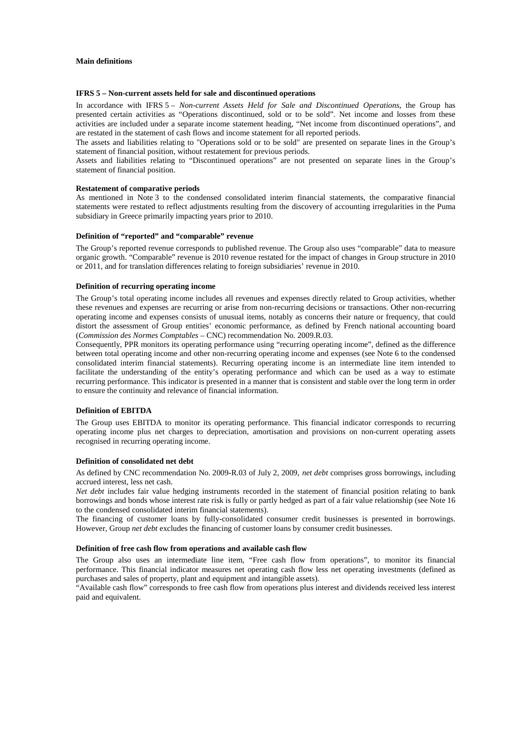## Main definitions

### IFRS 5 – Non-current assets held for sale and discontinued operations

In accordance with IFRS 5 – *Non-current Assets Held for Sale and Discontinued Operations*, the Group has presented certain activities as "Operations discontinued, sold or to be sold". Net income and losses from these activities are included under a separate income statement heading, "Net income from discontinued operations", and are restated in the statement of cash flows and income statement for all reported periods.

The assets and liabilities relating to "Operations sold or to be sold" are presented on separate lines in the Group's statement of financial position, without restatement for previous periods.

Assets and liabilities relating to "Discontinued operations" are not presented on separate lines in the Group's statement of financial position.

### Restatement of comparative periods

As mentioned in Note 3 to the condensed consolidated interim financial statements, the comparative financial statements were restated to reflect adjustments resulting from the discovery of accounting irregularities in the Puma subsidiary in Greece primarily impacting years prior to 2010.

### Definition of "reported" and "comparable" revenue

The Group's reported revenue corresponds to published revenue. The Group also uses "comparable" data to measure organic growth. "Comparable" revenue is 2010 revenue restated for the impact of changes in Group structure in 2010 or 2011, and for translation differences relating to foreign subsidiaries' revenue in 2010.

### Definition of recurring operating income

The Group's total operating income includes all revenues and expenses directly related to Group activities, whether these revenues and expenses are recurring or arise from non-recurring decisions or transactions. Other non-recurring operating income and expenses consists of unusual items, notably as concerns their nature or frequency, that could distort the assessment of Group entities' economic performance, as defined by French national accounting board (*Commission des Normes Comptables* – CNC) recommendation No. 2009.R.03.

Consequently, PPR monitors its operating performance using "recurring operating income", defined as the difference between total operating income and other non-recurring operating income and expenses (see Note 6 to the condensed consolidated interim financial statements). Recurring operating income is an intermediate line item intended to facilitate the understanding of the entity's operating performance and which can be used as a way to estimate recurring performance. This indicator is presented in a manner that is consistent and stable over the long term in order to ensure the continuity and relevance of financial information.

### Definition of EBITDA

The Group uses EBITDA to monitor its operating performance. This financial indicator corresponds to recurring operating income plus net charges to depreciation, amortisation and provisions on non-current operating assets recognised in recurring operating income.

### Definition of consolidated net debt

As defined by CNC recommendation No. 2009-R.03 of July 2, 2009, *net debt* comprises gross borrowings, including accrued interest, less net cash.

*Net debt* includes fair value hedging instruments recorded in the statement of financial position relating to bank borrowings and bonds whose interest rate risk is fully or partly hedged as part of a fair value relationship (see Note 16 to the condensed consolidated interim financial statements).

The financing of customer loans by fully-consolidated consumer credit businesses is presented in borrowings. However, Group *net debt* excludes the financing of customer loans by consumer credit businesses.

### Definition of free cash flow from operations and available cash flow

The Group also uses an intermediate line item, "Free cash flow from operations", to monitor its financial performance. This financial indicator measures net operating cash flow less net operating investments (defined as purchases and sales of property, plant and equipment and intangible assets).

"Available cash flow" corresponds to free cash flow from operations plus interest and dividends received less interest paid and equivalent.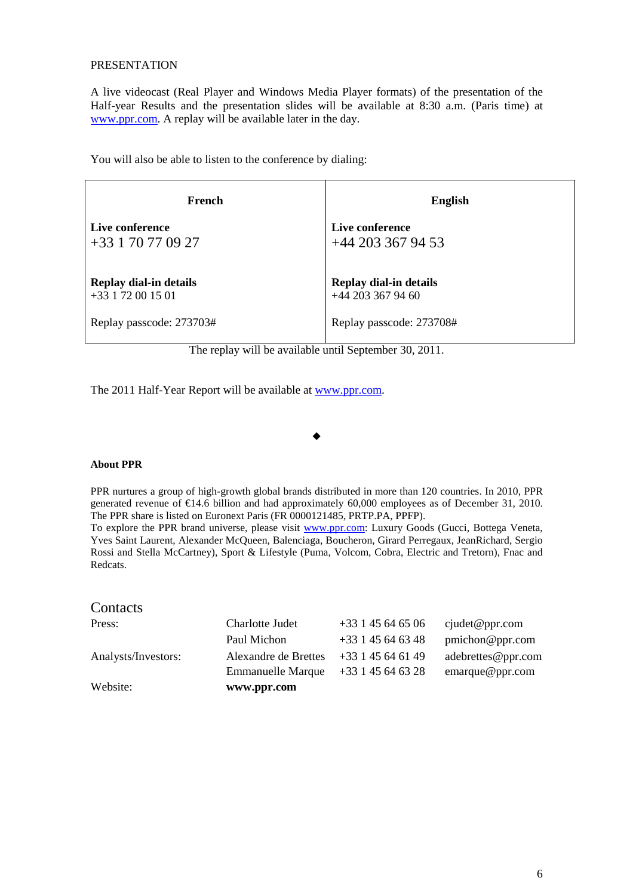PRESENTATION

A live videocast (Real Player and Windows Media Player formats) of the presentation of the Half-year Results and the presentation slides will be available at 8:30 a.m. (Paris time) at www.ppr.com. A replay will be available later in the day.

You will also be able to listen to the conference by dialing:

| French | English |
|---|---|
| **Live conference**<br>+33 1 70 77 09 27 | **Live conference**<br>+44 203 367 94 53 |
| **Replay dial-in details**<br>+33 1 72 00 15 01 | **Replay dial-in details**<br>+44 203 367 94 60 |
| Replay passcode: 273703# | Replay passcode: 273708# |

The replay will be available until September 30, 2011.

The 2011 Half-Year Report will be available at www.ppr.com.

◆

**About PPR**

PPR nurtures a group of high-growth global brands distributed in more than 120 countries. In 2010, PPR generated revenue of €14.6 billion and had approximately 60,000 employees as of December 31, 2010. The PPR share is listed on Euronext Paris (FR 0000121485, PRTP.PA, PPFP).
To explore the PPR brand universe, please visit www.ppr.com: Luxury Goods (Gucci, Bottega Veneta, Yves Saint Laurent, Alexander McQueen, Balenciaga, Boucheron, Girard Perregaux, JeanRichard, Sergio Rossi and Stella McCartney), Sport & Lifestyle (Puma, Volcom, Cobra, Electric and Tretorn), Fnac and Redcats.

## Contacts

| | | | |
|---|---|---|---|
| Press: | Charlotte Judet | +33 1 45 64 65 06 | cjudet@ppr.com |
| | Paul Michon | +33 1 45 64 63 48 | pmichon@ppr.com |
| Analysts/Investors: | Alexandre de Brettes | +33 1 45 64 61 49 | adebrettes@ppr.com |
| | Emmanuelle Marque | +33 1 45 64 63 28 | emarque@ppr.com |
| Website: | **www.ppr.com** | | |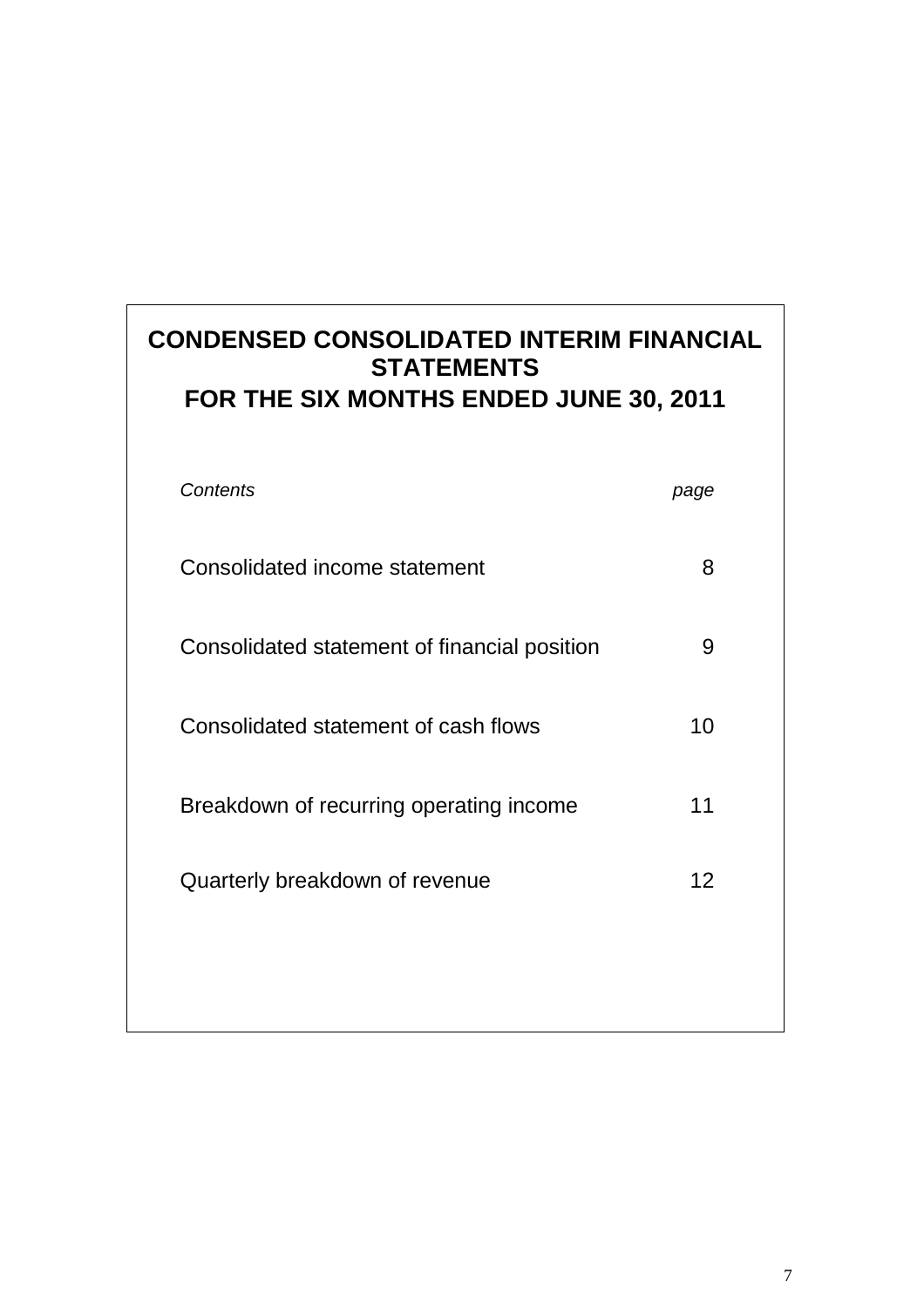# CONDENSED CONSOLIDATED INTERIM FINANCIAL STATEMENTS FOR THE SIX MONTHS ENDED JUNE 30, 2011

| *Contents* | *page* |
|---|---|
| Consolidated income statement | 8 |
| Consolidated statement of financial position | 9 |
| Consolidated statement of cash flows | 10 |
| Breakdown of recurring operating income | 11 |
| Quarterly breakdown of revenue | 12 |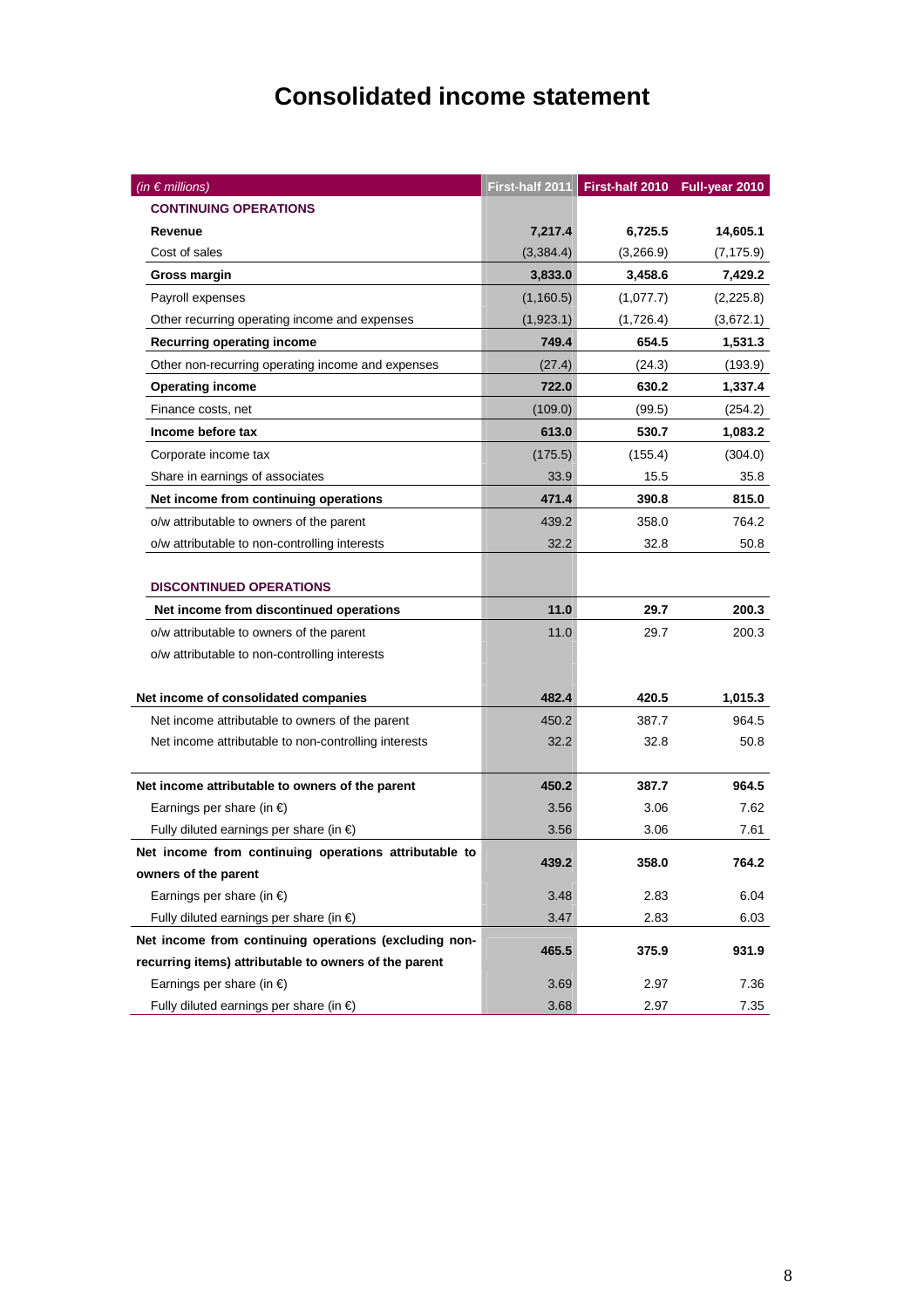# Consolidated income statement

| *(in € millions)* | First-half 2011 | First-half 2010 | Full-year 2010 |
|---|---|---|---|
| **CONTINUING OPERATIONS** | | | |
| **Revenue** | **7,217.4** | **6,725.5** | **14,605.1** |
| Cost of sales | (3,384.4) | (3,266.9) | (7,175.9) |
| **Gross margin** | **3,833.0** | **3,458.6** | **7,429.2** |
| Payroll expenses | (1,160.5) | (1,077.7) | (2,225.8) |
| Other recurring operating income and expenses | (1,923.1) | (1,726.4) | (3,672.1) |
| **Recurring operating income** | **749.4** | **654.5** | **1,531.3** |
| Other non-recurring operating income and expenses | (27.4) | (24.3) | (193.9) |
| **Operating income** | **722.0** | **630.2** | **1,337.4** |
| Finance costs, net | (109.0) | (99.5) | (254.2) |
| **Income before tax** | **613.0** | **530.7** | **1,083.2** |
| Corporate income tax | (175.5) | (155.4) | (304.0) |
| Share in earnings of associates | 33.9 | 15.5 | 35.8 |
| **Net income from continuing operations** | **471.4** | **390.8** | **815.0** |
| o/w attributable to owners of the parent | 439.2 | 358.0 | 764.2 |
| o/w attributable to non-controlling interests | 32.2 | 32.8 | 50.8 |
| **DISCONTINUED OPERATIONS** | | | |
| **Net income from discontinued operations** | **11.0** | **29.7** | **200.3** |
| o/w attributable to owners of the parent | 11.0 | 29.7 | 200.3 |
| o/w attributable to non-controlling interests | | | |
| **Net income of consolidated companies** | **482.4** | **420.5** | **1,015.3** |
| Net income attributable to owners of the parent | 450.2 | 387.7 | 964.5 |
| Net income attributable to non-controlling interests | 32.2 | 32.8 | 50.8 |
| **Net income attributable to owners of the parent** | **450.2** | **387.7** | **964.5** |
| Earnings per share (in €) | 3.56 | 3.06 | 7.62 |
| Fully diluted earnings per share (in €) | 3.56 | 3.06 | 7.61 |
| **Net income from continuing operations attributable to owners of the parent** | **439.2** | **358.0** | **764.2** |
| Earnings per share (in €) | 3.48 | 2.83 | 6.04 |
| Fully diluted earnings per share (in €) | 3.47 | 2.83 | 6.03 |
| **Net income from continuing operations (excluding non-recurring items) attributable to owners of the parent** | **465.5** | **375.9** | **931.9** |
| Earnings per share (in €) | 3.69 | 2.97 | 7.36 |
| Fully diluted earnings per share (in €) | 3.68 | 2.97 | 7.35 |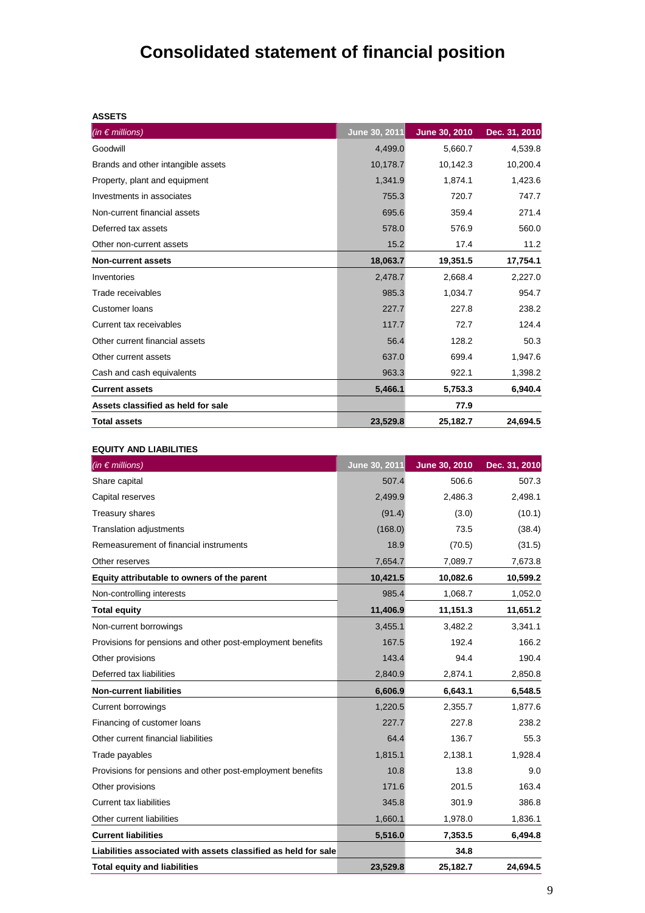# Consolidated statement of financial position

**ASSETS**

| *(in € millions)* | June 30, 2011 | June 30, 2010 | Dec. 31, 2010 |
|---|---|---|---|
| Goodwill | 4,499.0 | 5,660.7 | 4,539.8 |
| Brands and other intangible assets | 10,178.7 | 10,142.3 | 10,200.4 |
| Property, plant and equipment | 1,341.9 | 1,874.1 | 1,423.6 |
| Investments in associates | 755.3 | 720.7 | 747.7 |
| Non-current financial assets | 695.6 | 359.4 | 271.4 |
| Deferred tax assets | 578.0 | 576.9 | 560.0 |
| Other non-current assets | 15.2 | 17.4 | 11.2 |
| **Non-current assets** | **18,063.7** | **19,351.5** | **17,754.1** |
| Inventories | 2,478.7 | 2,668.4 | 2,227.0 |
| Trade receivables | 985.3 | 1,034.7 | 954.7 |
| Customer loans | 227.7 | 227.8 | 238.2 |
| Current tax receivables | 117.7 | 72.7 | 124.4 |
| Other current financial assets | 56.4 | 128.2 | 50.3 |
| Other current assets | 637.0 | 699.4 | 1,947.6 |
| Cash and cash equivalents | 963.3 | 922.1 | 1,398.2 |
| **Current assets** | **5,466.1** | **5,753.3** | **6,940.4** |
| **Assets classified as held for sale** | | **77.9** | |
| **Total assets** | **23,529.8** | **25,182.7** | **24,694.5** |

**EQUITY AND LIABILITIES**

| *(in € millions)* | June 30, 2011 | June 30, 2010 | Dec. 31, 2010 |
|---|---|---|---|
| Share capital | 507.4 | 506.6 | 507.3 |
| Capital reserves | 2,499.9 | 2,486.3 | 2,498.1 |
| Treasury shares | (91.4) | (3.0) | (10.1) |
| Translation adjustments | (168.0) | 73.5 | (38.4) |
| Remeasurement of financial instruments | 18.9 | (70.5) | (31.5) |
| Other reserves | 7,654.7 | 7,089.7 | 7,673.8 |
| **Equity attributable to owners of the parent** | **10,421.5** | **10,082.6** | **10,599.2** |
| Non-controlling interests | 985.4 | 1,068.7 | 1,052.0 |
| **Total equity** | **11,406.9** | **11,151.3** | **11,651.2** |
| Non-current borrowings | 3,455.1 | 3,482.2 | 3,341.1 |
| Provisions for pensions and other post-employment benefits | 167.5 | 192.4 | 166.2 |
| Other provisions | 143.4 | 94.4 | 190.4 |
| Deferred tax liabilities | 2,840.9 | 2,874.1 | 2,850.8 |
| **Non-current liabilities** | **6,606.9** | **6,643.1** | **6,548.5** |
| Current borrowings | 1,220.5 | 2,355.7 | 1,877.6 |
| Financing of customer loans | 227.7 | 227.8 | 238.2 |
| Other current financial liabilities | 64.4 | 136.7 | 55.3 |
| Trade payables | 1,815.1 | 2,138.1 | 1,928.4 |
| Provisions for pensions and other post-employment benefits | 10.8 | 13.8 | 9.0 |
| Other provisions | 171.6 | 201.5 | 163.4 |
| Current tax liabilities | 345.8 | 301.9 | 386.8 |
| Other current liabilities | 1,660.1 | 1,978.0 | 1,836.1 |
| **Current liabilities** | **5,516.0** | **7,353.5** | **6,494.8** |
| **Liabilities associated with assets classified as held for sale** | | **34.8** | |
| **Total equity and liabilities** | **23,529.8** | **25,182.7** | **24,694.5** |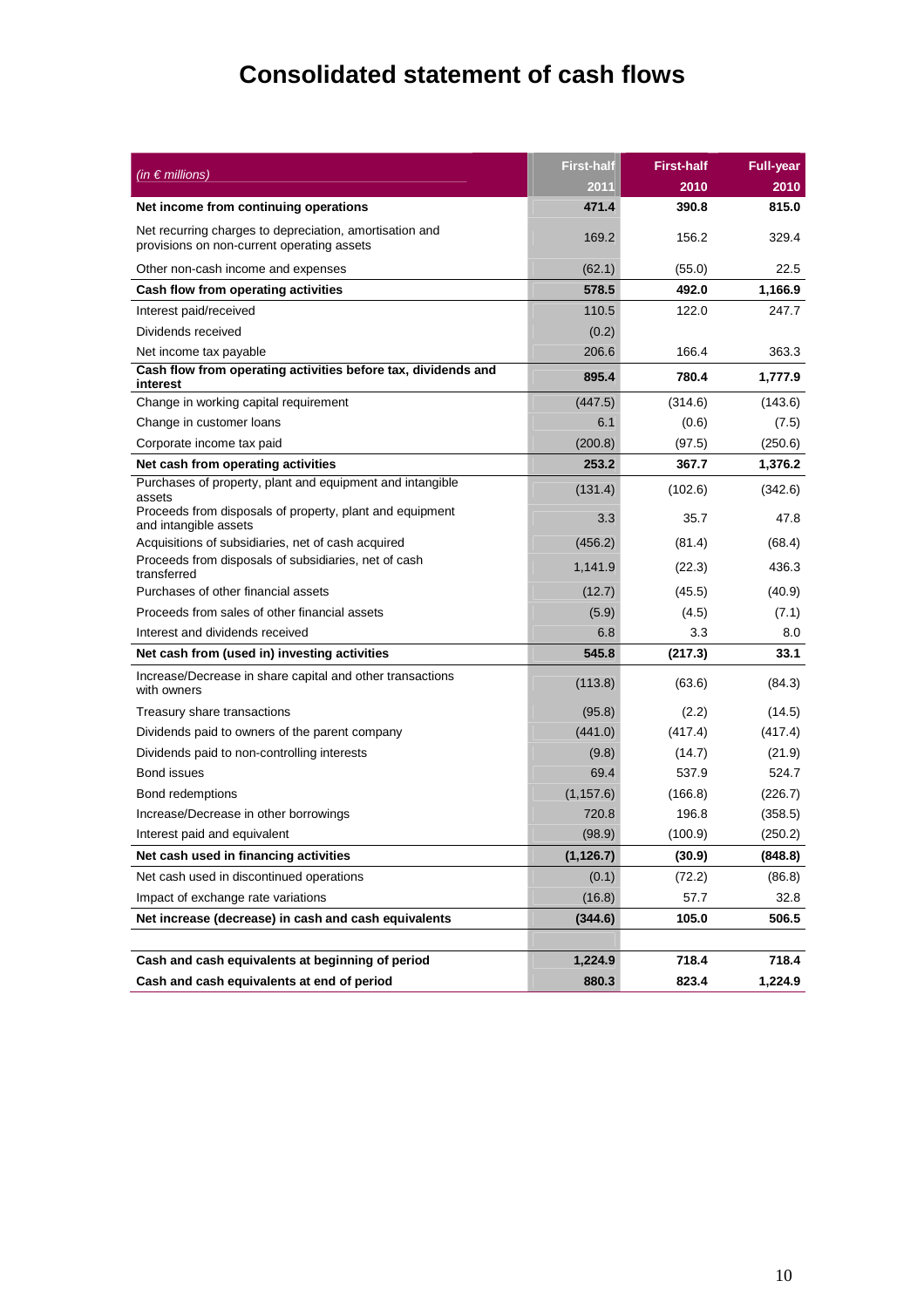# Consolidated statement of cash flows

| *(in € millions)* | First-half 2011 | First-half 2010 | Full-year 2010 |
|---|---|---|---|
| **Net income from continuing operations** | **471.4** | **390.8** | **815.0** |
| Net recurring charges to depreciation, amortisation and provisions on non-current operating assets | 169.2 | 156.2 | 329.4 |
| Other non-cash income and expenses | (62.1) | (55.0) | 22.5 |
| **Cash flow from operating activities** | **578.5** | **492.0** | **1,166.9** |
| Interest paid/received | 110.5 | 122.0 | 247.7 |
| Dividends received | (0.2) | | |
| Net income tax payable | 206.6 | 166.4 | 363.3 |
| **Cash flow from operating activities before tax, dividends and interest** | **895.4** | **780.4** | **1,777.9** |
| Change in working capital requirement | (447.5) | (314.6) | (143.6) |
| Change in customer loans | 6.1 | (0.6) | (7.5) |
| Corporate income tax paid | (200.8) | (97.5) | (250.6) |
| **Net cash from operating activities** | **253.2** | **367.7** | **1,376.2** |
| Purchases of property, plant and equipment and intangible assets | (131.4) | (102.6) | (342.6) |
| Proceeds from disposals of property, plant and equipment and intangible assets | 3.3 | 35.7 | 47.8 |
| Acquisitions of subsidiaries, net of cash acquired | (456.2) | (81.4) | (68.4) |
| Proceeds from disposals of subsidiaries, net of cash transferred | 1,141.9 | (22.3) | 436.3 |
| Purchases of other financial assets | (12.7) | (45.5) | (40.9) |
| Proceeds from sales of other financial assets | (5.9) | (4.5) | (7.1) |
| Interest and dividends received | 6.8 | 3.3 | 8.0 |
| **Net cash from (used in) investing activities** | **545.8** | **(217.3)** | **33.1** |
| Increase/Decrease in share capital and other transactions with owners | (113.8) | (63.6) | (84.3) |
| Treasury share transactions | (95.8) | (2.2) | (14.5) |
| Dividends paid to owners of the parent company | (441.0) | (417.4) | (417.4) |
| Dividends paid to non-controlling interests | (9.8) | (14.7) | (21.9) |
| Bond issues | 69.4 | 537.9 | 524.7 |
| Bond redemptions | (1,157.6) | (166.8) | (226.7) |
| Increase/Decrease in other borrowings | 720.8 | 196.8 | (358.5) |
| Interest paid and equivalent | (98.9) | (100.9) | (250.2) |
| **Net cash used in financing activities** | **(1,126.7)** | **(30.9)** | **(848.8)** |
| Net cash used in discontinued operations | (0.1) | (72.2) | (86.8) |
| Impact of exchange rate variations | (16.8) | 57.7 | 32.8 |
| **Net increase (decrease) in cash and cash equivalents** | **(344.6)** | **105.0** | **506.5** |
| | | | |
| **Cash and cash equivalents at beginning of period** | **1,224.9** | **718.4** | **718.4** |
| **Cash and cash equivalents at end of period** | **880.3** | **823.4** | **1,224.9** |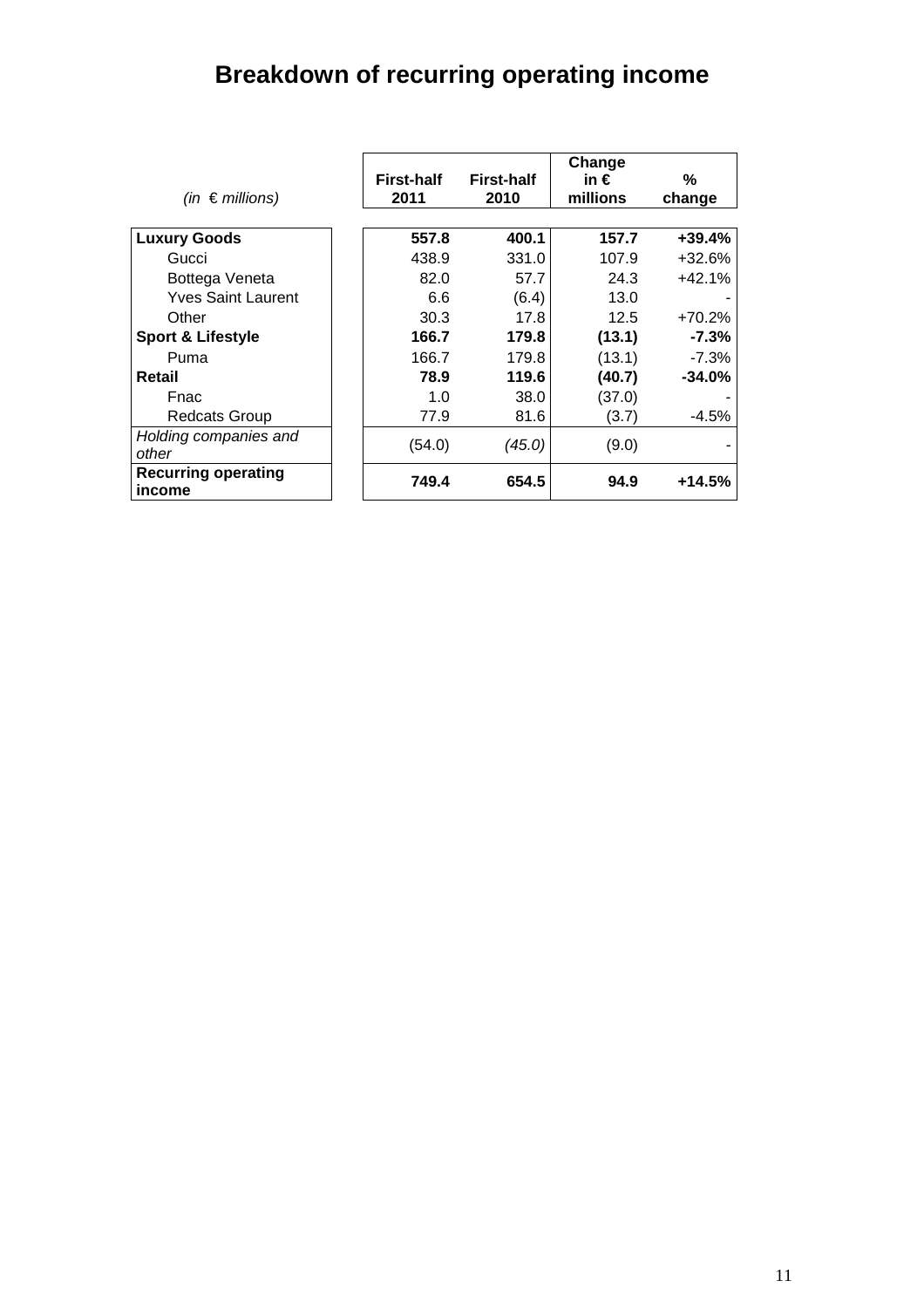# Breakdown of recurring operating income

| *(in € millions)* | First-half 2011 | First-half 2010 | Change in € millions | % change |
|---|---|---|---|---|
| **Luxury Goods** | **557.8** | **400.1** | **157.7** | **+39.4%** |
| Gucci | 438.9 | 331.0 | 107.9 | +32.6% |
| Bottega Veneta | 82.0 | 57.7 | 24.3 | +42.1% |
| Yves Saint Laurent | 6.6 | (6.4) | 13.0 | - |
| Other | 30.3 | 17.8 | 12.5 | +70.2% |
| **Sport & Lifestyle** | **166.7** | **179.8** | **(13.1)** | **-7.3%** |
| Puma | 166.7 | 179.8 | (13.1) | -7.3% |
| **Retail** | **78.9** | **119.6** | **(40.7)** | **-34.0%** |
| Fnac | 1.0 | 38.0 | (37.0) | - |
| Redcats Group | 77.9 | 81.6 | (3.7) | -4.5% |
| *Holding companies and other* | (54.0) | *(45.0)* | (9.0) | - |
| **Recurring operating income** | **749.4** | **654.5** | **94.9** | **+14.5%** |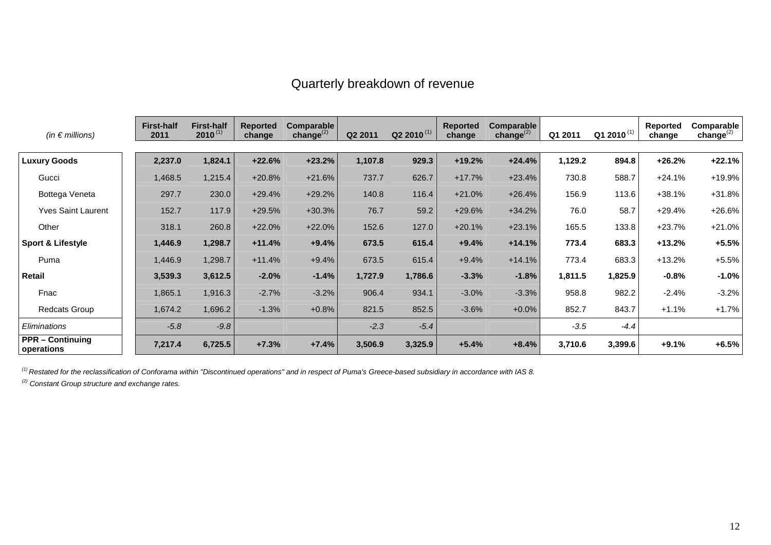# Quarterly breakdown of revenue

| *(in € millions)* | First-half 2011 | First-half 2010 [(1)] | Reported change | Comparable change[(2)] | Q2 2011 | Q2 2010 [(1)] | Reported change | Comparable change[(2)] | Q1 2011 | Q1 2010 [(1)] | Reported change | Comparable change[(2)] |
|---|---|---|---|---|---|---|---|---|---|---|---|---|
| **Luxury Goods** | **2,237.0** | **1,824.1** | **+22.6%** | **+23.2%** | **1,107.8** | **929.3** | **+19.2%** | **+24.4%** | **1,129.2** | **894.8** | **+26.2%** | **+22.1%** |
| Gucci | 1,468.5 | 1,215.4 | +20.8% | +21.6% | 737.7 | 626.7 | +17.7% | +23.4% | 730.8 | 588.7 | +24.1% | +19.9% |
| Bottega Veneta | 297.7 | 230.0 | +29.4% | +29.2% | 140.8 | 116.4 | +21.0% | +26.4% | 156.9 | 113.6 | +38.1% | +31.8% |
| Yves Saint Laurent | 152.7 | 117.9 | +29.5% | +30.3% | 76.7 | 59.2 | +29.6% | +34.2% | 76.0 | 58.7 | +29.4% | +26.6% |
| Other | 318.1 | 260.8 | +22.0% | +22.0% | 152.6 | 127.0 | +20.1% | +23.1% | 165.5 | 133.8 | +23.7% | +21.0% |
| **Sport & Lifestyle** | **1,446.9** | **1,298.7** | **+11.4%** | **+9.4%** | **673.5** | **615.4** | **+9.4%** | **+14.1%** | **773.4** | **683.3** | **+13.2%** | **+5.5%** |
| Puma | 1,446.9 | 1,298.7 | +11.4% | +9.4% | 673.5 | 615.4 | +9.4% | +14.1% | 773.4 | 683.3 | +13.2% | +5.5% |
| **Retail** | **3,539.3** | **3,612.5** | **-2.0%** | **-1.4%** | **1,727.9** | **1,786.6** | **-3.3%** | **-1.8%** | **1,811.5** | **1,825.9** | **-0.8%** | **-1.0%** |
| Fnac | 1,865.1 | 1,916.3 | -2.7% | -3.2% | 906.4 | 934.1 | -3.0% | -3.3% | 958.8 | 982.2 | -2.4% | -3.2% |
| Redcats Group | 1,674.2 | 1,696.2 | -1.3% | +0.8% | 821.5 | 852.5 | -3.6% | +0.0% | 852.7 | 843.7 | +1.1% | +1.7% |
| *Eliminations* | *-5.8* | *-9.8* | | | *-2.3* | *-5.4* | | | *-3.5* | *-4.4* | | |
| **PPR – Continuing operations** | **7,217.4** | **6,725.5** | **+7.3%** | **+7.4%** | **3,506.9** | **3,325.9** | **+5.4%** | **+8.4%** | **3,710.6** | **3,399.6** | **+9.1%** | **+6.5%** |

*[(1)] Restated for the reclassification of Conforama within "Discontinued operations" and in respect of Puma's Greece-based subsidiary in accordance with IAS 8.*

*[(2)] Constant Group structure and exchange rates.*